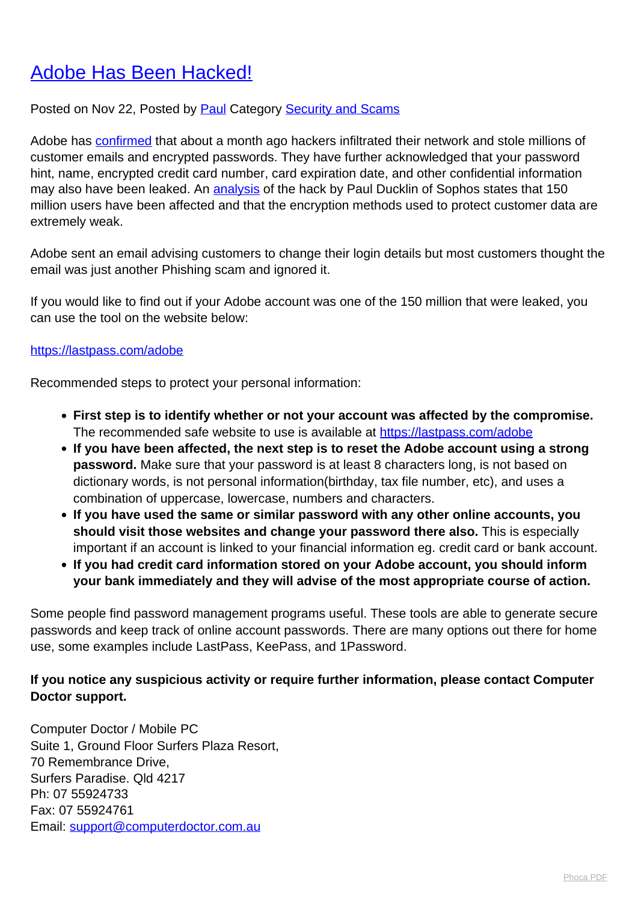# Adobe Has Been Hacked!

Posted on Nov 22, Posted by Paul Category Security and Scams

Adobe has confirmed that about a month ago hackers infiltrated their network and stole millions of customer emails and encrypted passwords. They have further acknowledged that your password hint, name, encrypted credit card number, card expiration date, and other confidential information may also have been leaked. An analysis of the hack by Paul Ducklin of Sophos states that 150 million users have been affected and that the encryption methods used to protect customer data are extremely weak.

Adobe sent an email advising customers to change their login details but most customers thought the email was just another Phishing scam and ignored it.

If you would like to find out if your Adobe account was one of the 150 million that were leaked, you can use the tool on the website below:

https://lastpass.com/adobe

Recommended steps to protect your personal information:

- **First step is to identify whether or not your account was affected by the compromise.** The recommended safe website to use is available at https://lastpass.com/adobe
- **If you have been affected, the next step is to reset the Adobe account using a strong password.** Make sure that your password is at least 8 characters long, is not based on dictionary words, is not personal information(birthday, tax file number, etc), and uses a combination of uppercase, lowercase, numbers and characters.
- **If you have used the same or similar password with any other online accounts, you should visit those websites and change your password there also.** This is especially important if an account is linked to your financial information eg. credit card or bank account.
- **If you had credit card information stored on your Adobe account, you should inform your bank immediately and they will advise of the most appropriate course of action.**

Some people find password management programs useful. These tools are able to generate secure passwords and keep track of online account passwords. There are many options out there for home use, some examples include LastPass, KeePass, and 1Password.

**If you notice any suspicious activity or require further information, please contact Computer Doctor support.**

Computer Doctor / Mobile PC
Suite 1, Ground Floor Surfers Plaza Resort,
70 Remembrance Drive,
Surfers Paradise. Qld 4217
Ph: 07 55924733
Fax: 07 55924761
Email: support@computerdoctor.com.au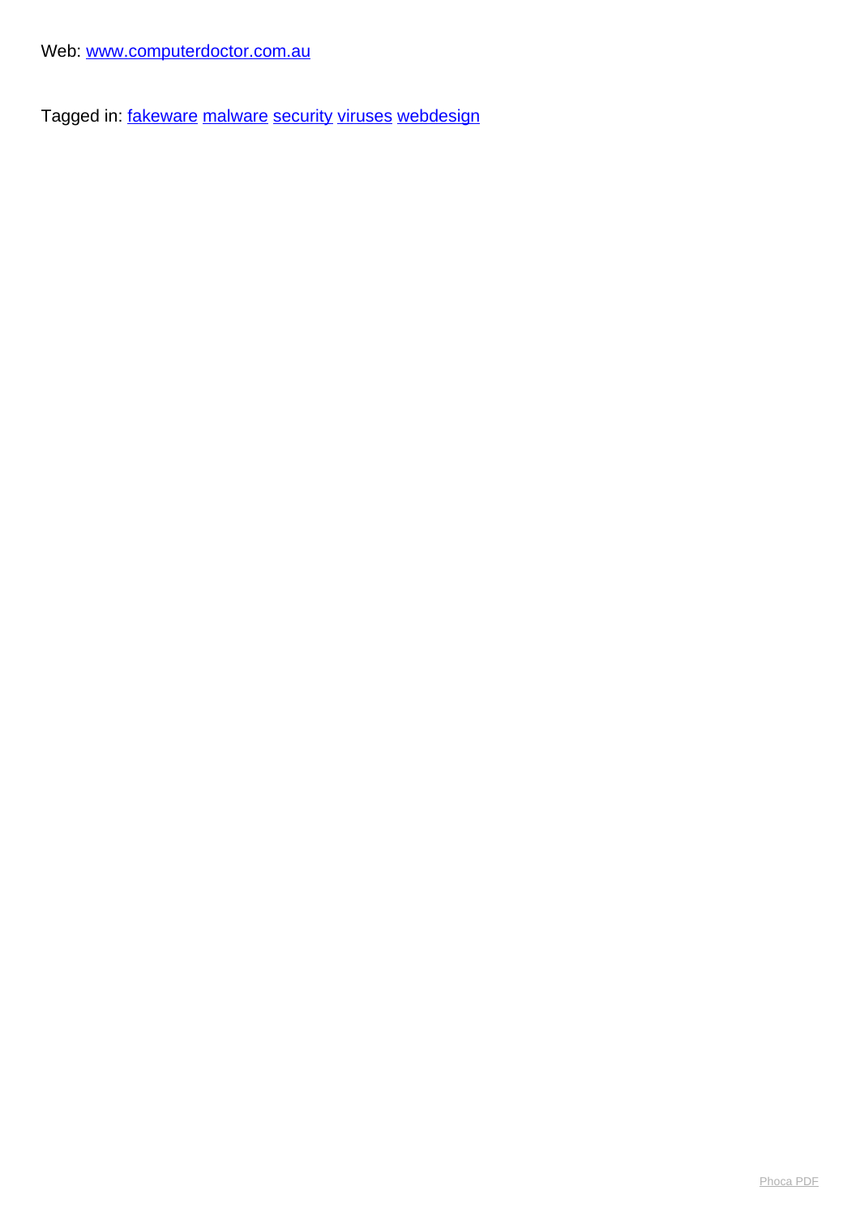Web: [www.computerdoctor.com.au](http://www.computerdoctor.com.au)

Tagged in: [fakeware](#) [malware](#) [security](#) [viruses](#) [webdesign](#)